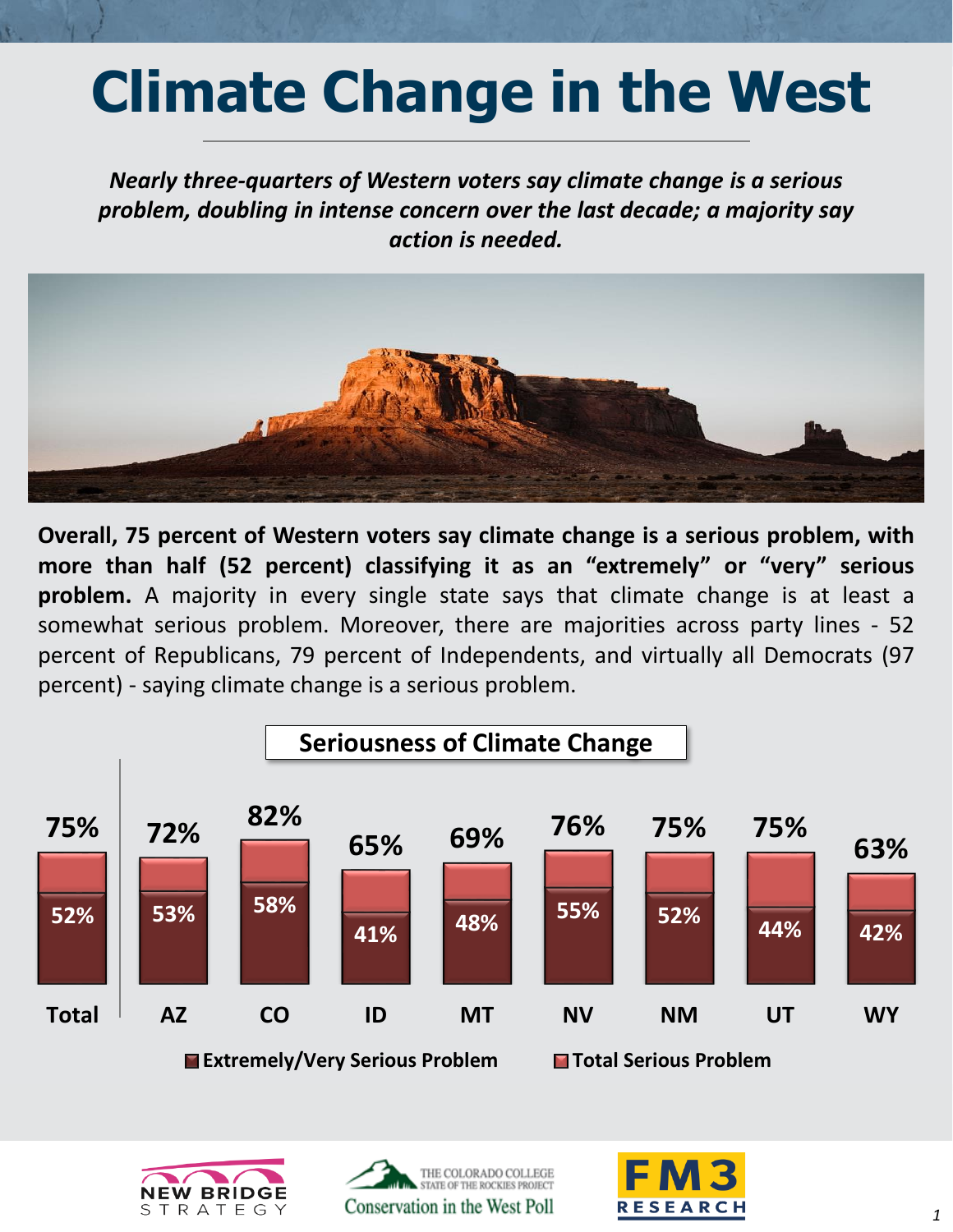# Climate Change in the West

***Nearly three-quarters of Western voters say climate change is a serious problem, doubling in intense concern over the last decade; a majority say action is needed.***

**Overall, 75 percent of Western voters say climate change is a serious problem, with more than half (52 percent) classifying it as an "extremely" or "very" serious problem.** A majority in every single state says that climate change is at least a somewhat serious problem. Moreover, there are majorities across party lines - 52 percent of Republicans, 79 percent of Independents, and virtually all Democrats (97 percent) - saying climate change is a serious problem.

**Seriousness of Climate Change**

| | Total | AZ | CO | ID | MT | NV | NM | UT | WY |
|---|---|---|---|---|---|---|---|---|---|
| Total Serious Problem | 75% | 72% | 82% | 65% | 69% | 76% | 75% | 75% | 63% |
| Extremely/Very Serious Problem | 52% | 53% | 58% | 41% | 48% | 55% | 52% | 44% | 42% |

NEW BRIDGE STRATEGY | The Colorado College State of the Rockies Project Conservation in the West Poll | FM3 RESEARCH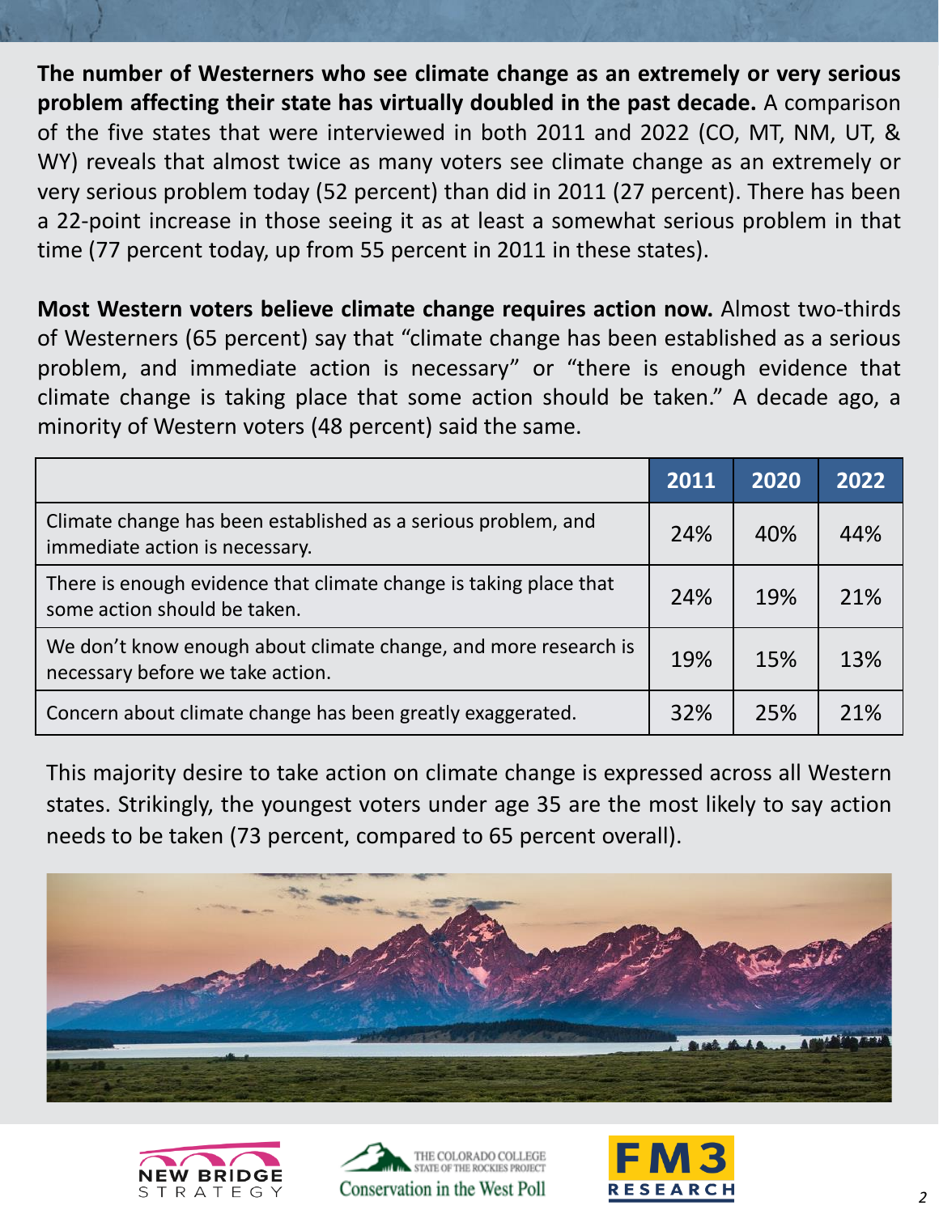**The number of Westerners who see climate change as an extremely or very serious problem affecting their state has virtually doubled in the past decade.** A comparison of the five states that were interviewed in both 2011 and 2022 (CO, MT, NM, UT, & WY) reveals that almost twice as many voters see climate change as an extremely or very serious problem today (52 percent) than did in 2011 (27 percent). There has been a 22-point increase in those seeing it as at least a somewhat serious problem in that time (77 percent today, up from 55 percent in 2011 in these states).

**Most Western voters believe climate change requires action now.** Almost two-thirds of Westerners (65 percent) say that "climate change has been established as a serious problem, and immediate action is necessary" or "there is enough evidence that climate change is taking place that some action should be taken." A decade ago, a minority of Western voters (48 percent) said the same.

| | 2011 | 2020 | 2022 |
|---|---|---|---|
| Climate change has been established as a serious problem, and immediate action is necessary. | 24% | 40% | 44% |
| There is enough evidence that climate change is taking place that some action should be taken. | 24% | 19% | 21% |
| We don't know enough about climate change, and more research is necessary before we take action. | 19% | 15% | 13% |
| Concern about climate change has been greatly exaggerated. | 32% | 25% | 21% |

This majority desire to take action on climate change is expressed across all Western states. Strikingly, the youngest voters under age 35 are the most likely to say action needs to be taken (73 percent, compared to 65 percent overall).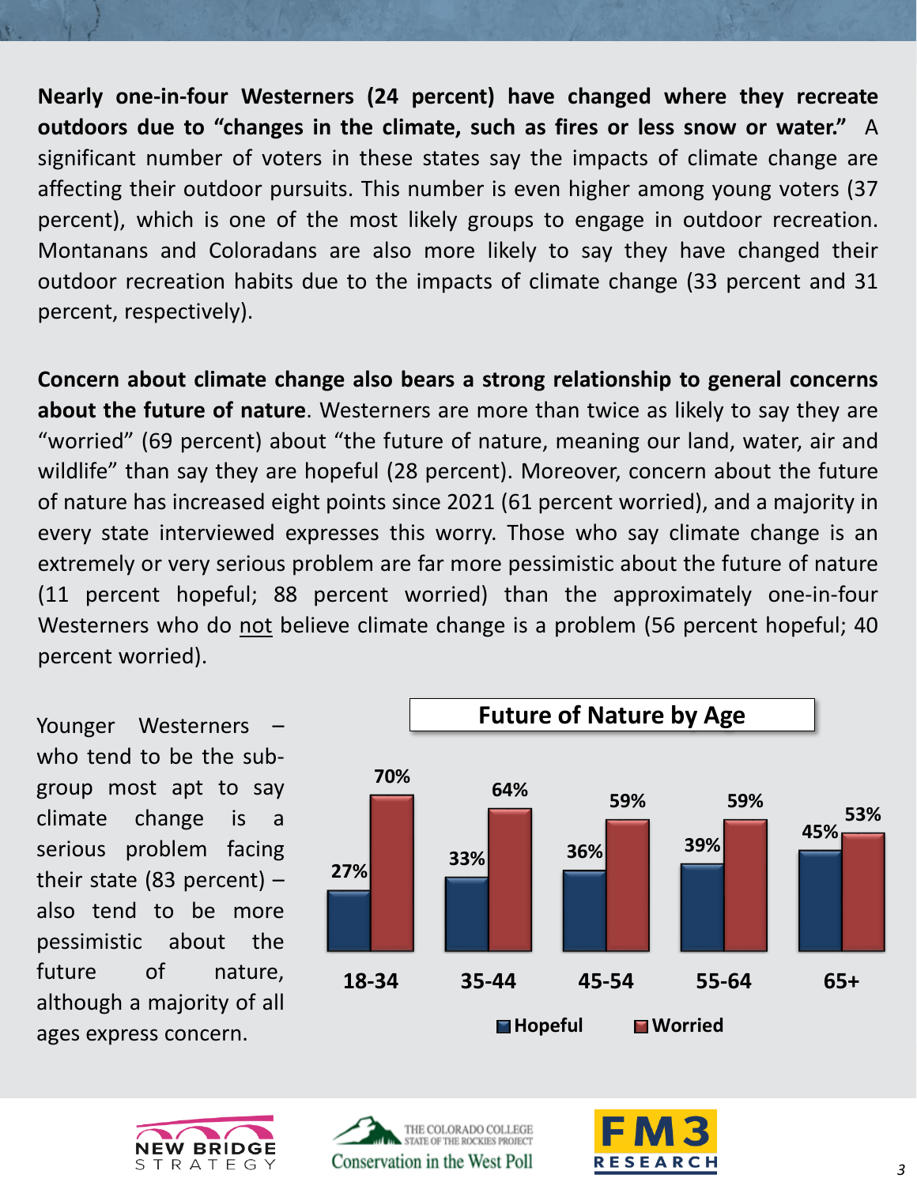**Nearly one-in-four Westerners (24 percent) have changed where they recreate outdoors due to "changes in the climate, such as fires or less snow or water."** A significant number of voters in these states say the impacts of climate change are affecting their outdoor pursuits. This number is even higher among young voters (37 percent), which is one of the most likely groups to engage in outdoor recreation. Montanans and Coloradans are also more likely to say they have changed their outdoor recreation habits due to the impacts of climate change (33 percent and 31 percent, respectively).

**Concern about climate change also bears a strong relationship to general concerns about the future of nature**. Westerners are more than twice as likely to say they are "worried" (69 percent) about "the future of nature, meaning our land, water, air and wildlife" than say they are hopeful (28 percent). Moreover, concern about the future of nature has increased eight points since 2021 (61 percent worried), and a majority in every state interviewed expresses this worry. Those who say climate change is an extremely or very serious problem are far more pessimistic about the future of nature (11 percent hopeful; 88 percent worried) than the approximately one-in-four Westerners who do not believe climate change is a problem (56 percent hopeful; 40 percent worried).

Younger Westerners – who tend to be the sub-group most apt to say climate change is a serious problem facing their state (83 percent) – also tend to be more pessimistic about the future of nature, although a majority of all ages express concern.

**Future of Nature by Age**

| Age | Hopeful | Worried |
|---|---|---|
| 18-34 | 27% | 70% |
| 35-44 | 33% | 64% |
| 45-54 | 36% | 59% |
| 55-64 | 39% | 59% |
| 65+ | 45% | 53% |

NEW BRIDGE STRATEGY | THE COLORADO COLLEGE STATE OF THE ROCKIES PROJECT Conservation in the West Poll | FM3 RESEARCH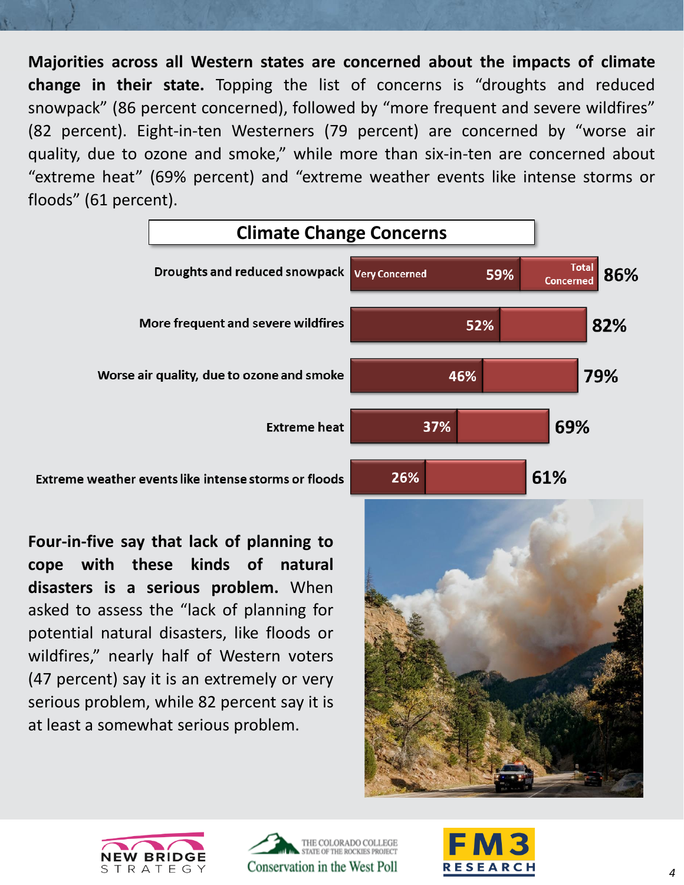**Majorities across all Western states are concerned about the impacts of climate change in their state.** Topping the list of concerns is "droughts and reduced snowpack" (86 percent concerned), followed by "more frequent and severe wildfires" (82 percent). Eight-in-ten Westerners (79 percent) are concerned by "worse air quality, due to ozone and smoke," while more than six-in-ten are concerned about "extreme heat" (69% percent) and "extreme weather events like intense storms or floods" (61 percent).

**Climate Change Concerns**

Droughts and reduced snowpack — Very Concerned 59% — Total Concerned 86%

More frequent and severe wildfires — 52% — 82%

Worse air quality, due to ozone and smoke — 46% — 79%

Extreme heat — 37% — 69%

Extreme weather events like intense storms or floods — 26% — 61%

**Four-in-five say that lack of planning to cope with these kinds of natural disasters is a serious problem.** When asked to assess the "lack of planning for potential natural disasters, like floods or wildfires," nearly half of Western voters (47 percent) say it is an extremely or very serious problem, while 82 percent say it is at least a somewhat serious problem.